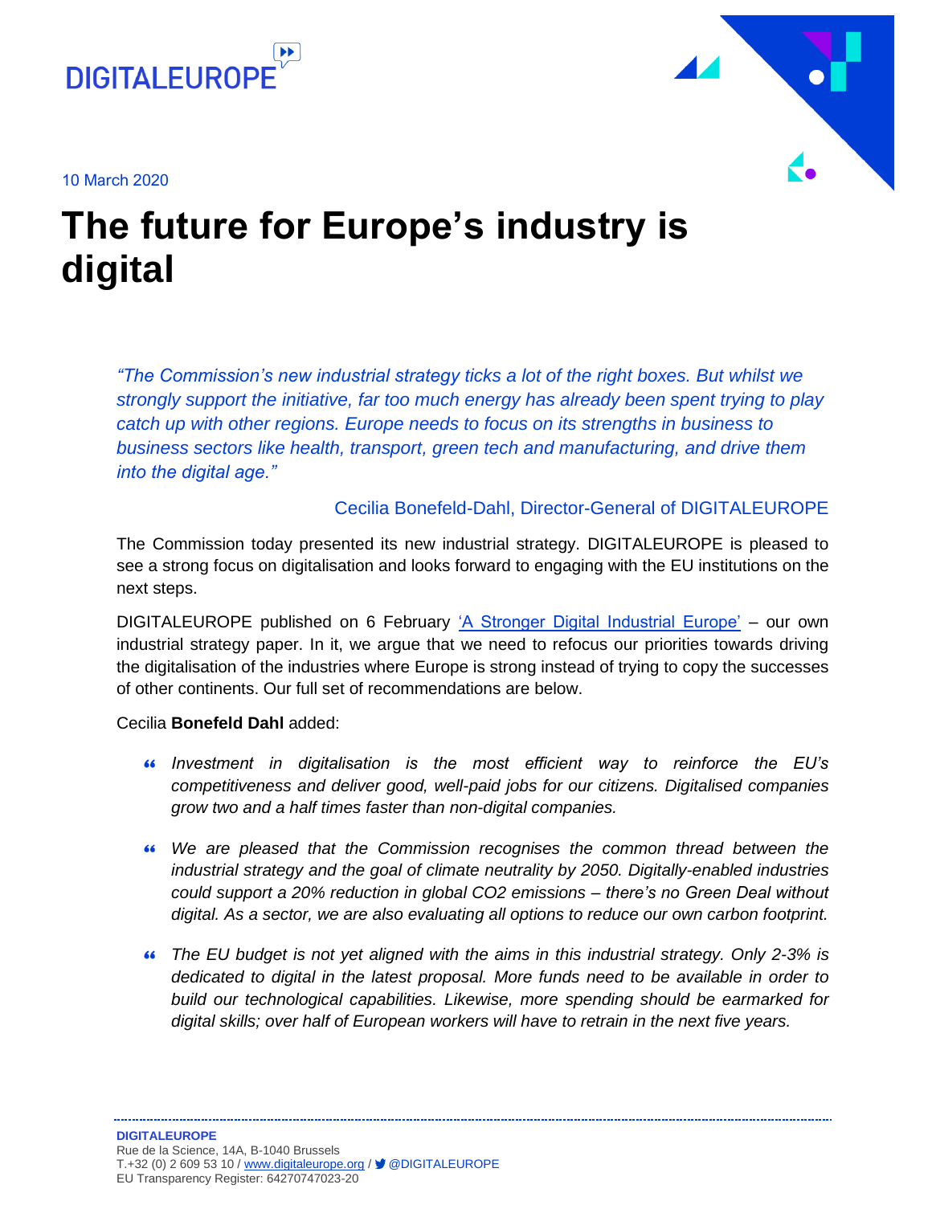DIGITALEUROPE

10 March 2020

# The future for Europe's industry is digital

*"The Commission's new industrial strategy ticks a lot of the right boxes. But whilst we strongly support the initiative, far too much energy has already been spent trying to play catch up with other regions. Europe needs to focus on its strengths in business to business sectors like health, transport, green tech and manufacturing, and drive them into the digital age."*

Cecilia Bonefeld-Dahl, Director-General of DIGITALEUROPE

The Commission today presented its new industrial strategy. DIGITALEUROPE is pleased to see a strong focus on digitalisation and looks forward to engaging with the EU institutions on the next steps.

DIGITALEUROPE published on 6 February ['A Stronger Digital Industrial Europe'](#) – our own industrial strategy paper. In it, we argue that we need to refocus our priorities towards driving the digitalisation of the industries where Europe is strong instead of trying to copy the successes of other continents. Our full set of recommendations are below.

Cecilia **Bonefeld Dahl** added:

- *Investment in digitalisation is the most efficient way to reinforce the EU's competitiveness and deliver good, well-paid jobs for our citizens. Digitalised companies grow two and a half times faster than non-digital companies.*

- *We are pleased that the Commission recognises the common thread between the industrial strategy and the goal of climate neutrality by 2050. Digitally-enabled industries could support a 20% reduction in global $CO_2$ emissions – there's no Green Deal without digital. As a sector, we are also evaluating all options to reduce our own carbon footprint.*

- *The EU budget is not yet aligned with the aims in this industrial strategy. Only 2-3% is dedicated to digital in the latest proposal. More funds need to be available in order to build our technological capabilities. Likewise, more spending should be earmarked for digital skills; over half of European workers will have to retrain in the next five years.*

**DIGITALEUROPE**
Rue de la Science, 14A, B-1040 Brussels
T.+32 (0) 2 609 53 10 / www.digitaleurope.org / @DIGITALEUROPE
EU Transparency Register: 64270747023-20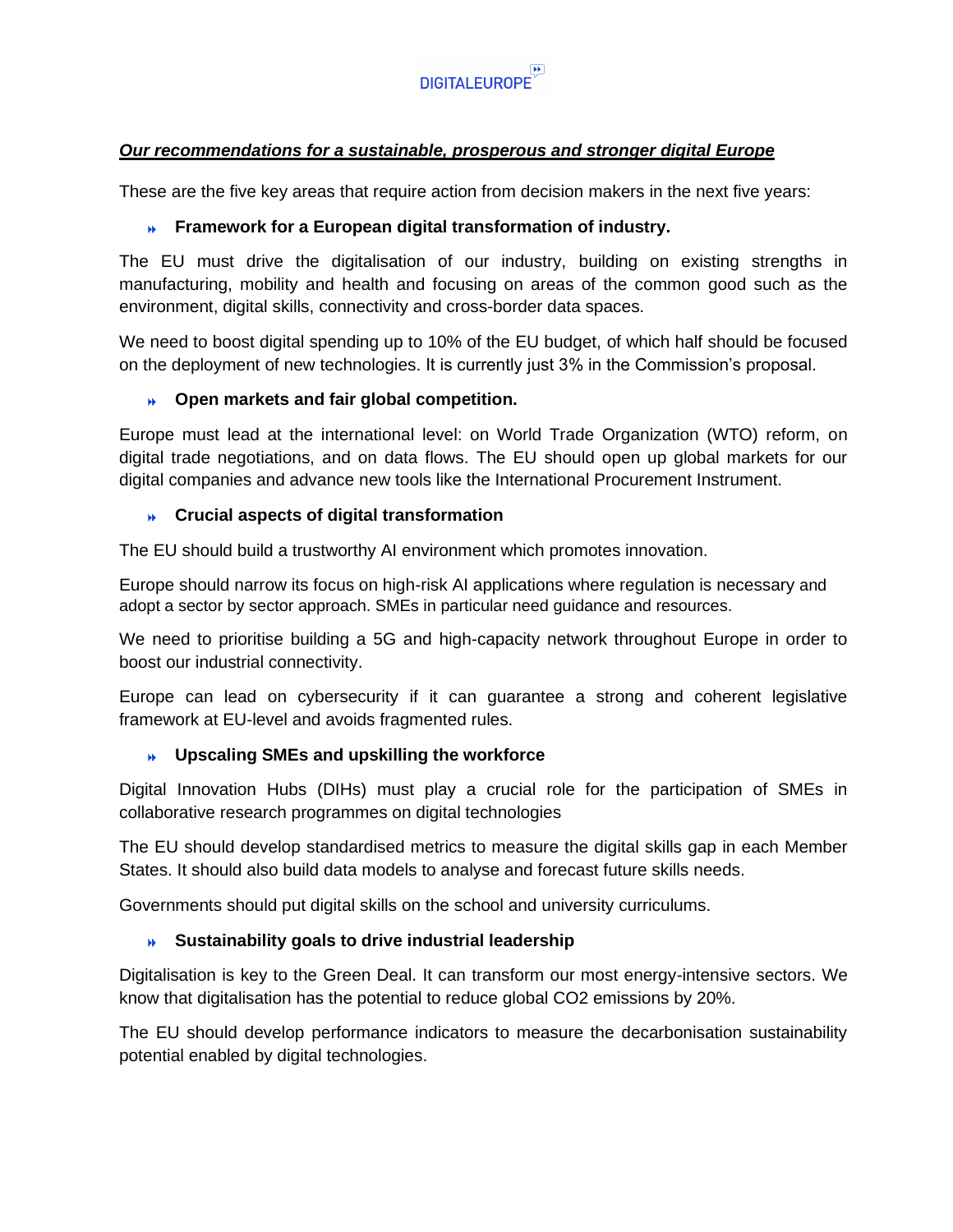DIGITALEUROPE

***<u>Our recommendations for a sustainable, prosperous and stronger digital Europe</u>***

These are the five key areas that require action from decision makers in the next five years:

- **Framework for a European digital transformation of industry.**

The EU must drive the digitalisation of our industry, building on existing strengths in manufacturing, mobility and health and focusing on areas of the common good such as the environment, digital skills, connectivity and cross-border data spaces.

We need to boost digital spending up to 10% of the EU budget, of which half should be focused on the deployment of new technologies. It is currently just 3% in the Commission's proposal.

- **Open markets and fair global competition.**

Europe must lead at the international level: on World Trade Organization (WTO) reform, on digital trade negotiations, and on data flows. The EU should open up global markets for our digital companies and advance new tools like the International Procurement Instrument.

- **Crucial aspects of digital transformation**

The EU should build a trustworthy AI environment which promotes innovation.

Europe should narrow its focus on high-risk AI applications where regulation is necessary and adopt a sector by sector approach. SMEs in particular need guidance and resources.

We need to prioritise building a 5G and high-capacity network throughout Europe in order to boost our industrial connectivity.

Europe can lead on cybersecurity if it can guarantee a strong and coherent legislative framework at EU-level and avoids fragmented rules.

- **Upscaling SMEs and upskilling the workforce**

Digital Innovation Hubs (DIHs) must play a crucial role for the participation of SMEs in collaborative research programmes on digital technologies

The EU should develop standardised metrics to measure the digital skills gap in each Member States. It should also build data models to analyse and forecast future skills needs.

Governments should put digital skills on the school and university curriculums.

- **Sustainability goals to drive industrial leadership**

Digitalisation is key to the Green Deal. It can transform our most energy-intensive sectors. We know that digitalisation has the potential to reduce global $CO_2$ emissions by 20%.

The EU should develop performance indicators to measure the decarbonisation sustainability potential enabled by digital technologies.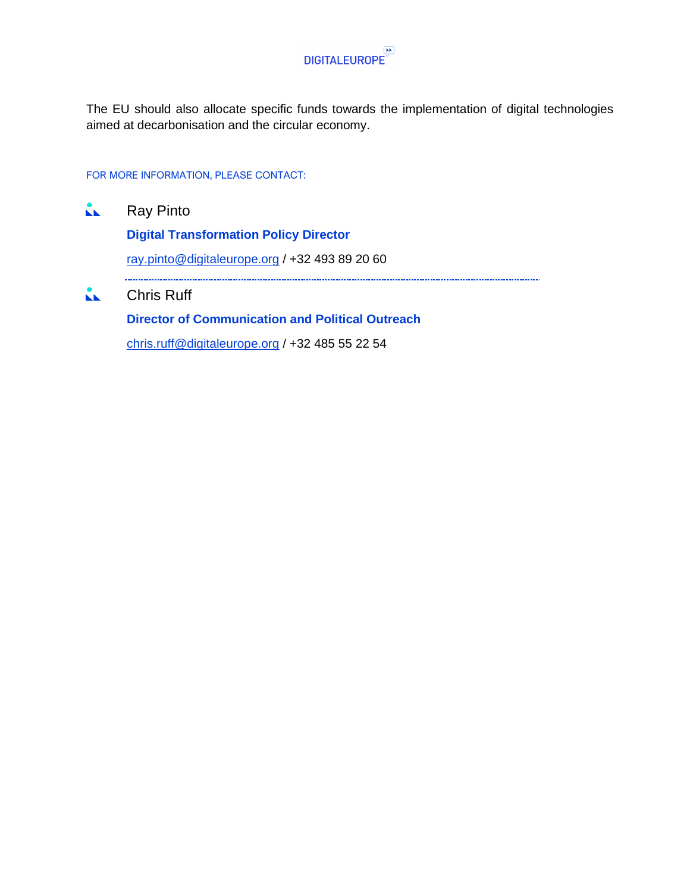The EU should also allocate specific funds towards the implementation of digital technologies aimed at decarbonisation and the circular economy.

FOR MORE INFORMATION, PLEASE CONTACT:

Ray Pinto

**Digital Transformation Policy Director**

ray.pinto@digitaleurope.org / +32 493 89 20 60

---

Chris Ruff

**Director of Communication and Political Outreach**

chris.ruff@digitaleurope.org / +32 485 55 22 54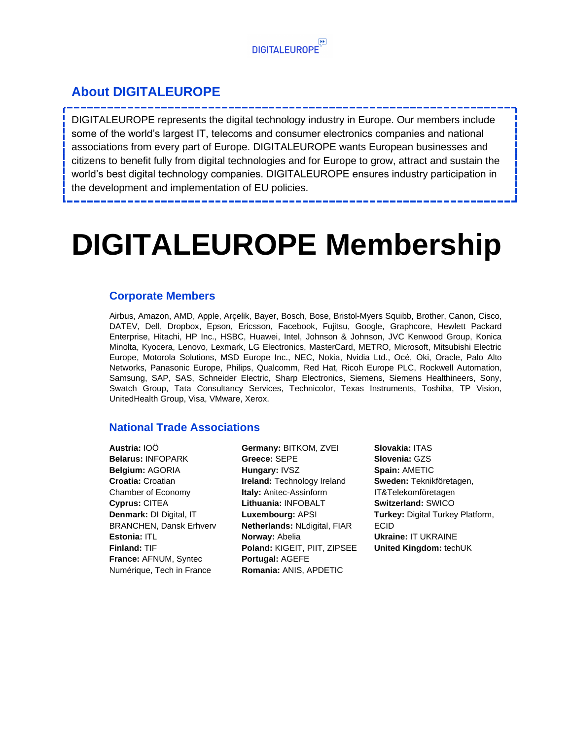## About DIGITALEUROPE

DIGITALEUROPE represents the digital technology industry in Europe. Our members include some of the world's largest IT, telecoms and consumer electronics companies and national associations from every part of Europe. DIGITALEUROPE wants European businesses and citizens to benefit fully from digital technologies and for Europe to grow, attract and sustain the world's best digital technology companies. DIGITALEUROPE ensures industry participation in the development and implementation of EU policies.

# DIGITALEUROPE Membership

### Corporate Members

Airbus, Amazon, AMD, Apple, Arçelik, Bayer, Bosch, Bose, Bristol-Myers Squibb, Brother, Canon, Cisco, DATEV, Dell, Dropbox, Epson, Ericsson, Facebook, Fujitsu, Google, Graphcore, Hewlett Packard Enterprise, Hitachi, HP Inc., HSBC, Huawei, Intel, Johnson & Johnson, JVC Kenwood Group, Konica Minolta, Kyocera, Lenovo, Lexmark, LG Electronics, MasterCard, METRO, Microsoft, Mitsubishi Electric Europe, Motorola Solutions, MSD Europe Inc., NEC, Nokia, Nvidia Ltd., Océ, Oki, Oracle, Palo Alto Networks, Panasonic Europe, Philips, Qualcomm, Red Hat, Ricoh Europe PLC, Rockwell Automation, Samsung, SAP, SAS, Schneider Electric, Sharp Electronics, Siemens, Siemens Healthineers, Sony, Swatch Group, Tata Consultancy Services, Technicolor, Texas Instruments, Toshiba, TP Vision, UnitedHealth Group, Visa, VMware, Xerox.

### National Trade Associations

**Austria:** IOÖ
**Belarus:** INFOPARK
**Belgium:** AGORIA
**Croatia:** Croatian Chamber of Economy
**Cyprus:** CITEA
**Denmark:** DI Digital, IT BRANCHEN, Dansk Erhverv
**Estonia:** ITL
**Finland:** TIF
**France:** AFNUM, Syntec Numérique, Tech in France
**Germany:** BITKOM, ZVEI
**Greece:** SEPE
**Hungary:** IVSZ
**Ireland:** Technology Ireland
**Italy:** Anitec-Assinform
**Lithuania:** INFOBALT
**Luxembourg:** APSI
**Netherlands:** NLdigital, FIAR
**Norway:** Abelia
**Poland:** KIGEIT, PIIT, ZIPSEE
**Portugal:** AGEFE
**Romania:** ANIS, APDETIC
**Slovakia:** ITAS
**Slovenia:** GZS
**Spain:** AMETIC
**Sweden:** Teknikföretagen, IT&Telekomföretagen
**Switzerland:** SWICO
**Turkey:** Digital Turkey Platform, ECID
**Ukraine:** IT UKRAINE
**United Kingdom:** techUK